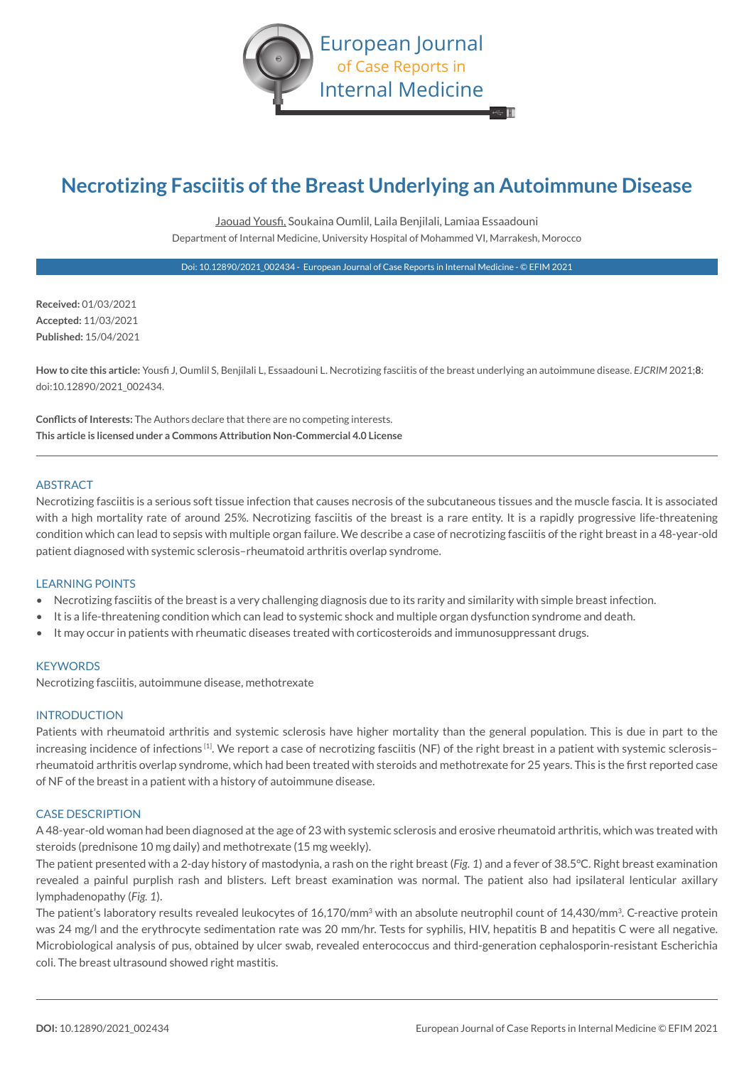# Necrotizing Fasciitis of the Breast Underlying an Autoimmune Disease

Jaouad Yousfi, Soukaina Oumlil, Laila Benjilali, Lamiaa Essaadouni

Department of Internal Medicine, University Hospital of Mohammed VI, Marrakesh, Morocco

Doi: 10.12890/2021_002434 - European Journal of Case Reports in Internal Medicine - © EFIM 2021

**Received:** 01/03/2021
**Accepted:** 11/03/2021
**Published:** 15/04/2021

**How to cite this article:** Yousfi J, Oumlil S, Benjilali L, Essaadouni L. Necrotizing fasciitis of the breast underlying an autoimmune disease. *EJCRIM* 2021;**8**: doi:10.12890/2021_002434.

**Conflicts of Interests:** The Authors declare that there are no competing interests.
**This article is licensed under a Commons Attribution Non-Commercial 4.0 License**

## ABSTRACT

Necrotizing fasciitis is a serious soft tissue infection that causes necrosis of the subcutaneous tissues and the muscle fascia. It is associated with a high mortality rate of around 25%. Necrotizing fasciitis of the breast is a rare entity. It is a rapidly progressive life-threatening condition which can lead to sepsis with multiple organ failure. We describe a case of necrotizing fasciitis of the right breast in a 48-year-old patient diagnosed with systemic sclerosis–rheumatoid arthritis overlap syndrome.

## LEARNING POINTS

- Necrotizing fasciitis of the breast is a very challenging diagnosis due to its rarity and similarity with simple breast infection.
- It is a life-threatening condition which can lead to systemic shock and multiple organ dysfunction syndrome and death.
- It may occur in patients with rheumatic diseases treated with corticosteroids and immunosuppressant drugs.

## KEYWORDS

Necrotizing fasciitis, autoimmune disease, methotrexate

## INTRODUCTION

Patients with rheumatoid arthritis and systemic sclerosis have higher mortality than the general population. This is due in part to the increasing incidence of infections [1]. We report a case of necrotizing fasciitis (NF) of the right breast in a patient with systemic sclerosis–rheumatoid arthritis overlap syndrome, which had been treated with steroids and methotrexate for 25 years. This is the first reported case of NF of the breast in a patient with a history of autoimmune disease.

## CASE DESCRIPTION

A 48-year-old woman had been diagnosed at the age of 23 with systemic sclerosis and erosive rheumatoid arthritis, which was treated with steroids (prednisone 10 mg daily) and methotrexate (15 mg weekly).

The patient presented with a 2-day history of mastodynia, a rash on the right breast (*Fig. 1*) and a fever of 38.5°C. Right breast examination revealed a painful purplish rash and blisters. Left breast examination was normal. The patient also had ipsilateral lenticular axillary lymphadenopathy (*Fig. 1*).

The patient's laboratory results revealed leukocytes of 16,170/mm$^3$ with an absolute neutrophil count of 14,430/mm$^3$. C-reactive protein was 24 mg/l and the erythrocyte sedimentation rate was 20 mm/hr. Tests for syphilis, HIV, hepatitis B and hepatitis C were all negative. Microbiological analysis of pus, obtained by ulcer swab, revealed enterococcus and third-generation cephalosporin-resistant Escherichia coli. The breast ultrasound showed right mastitis.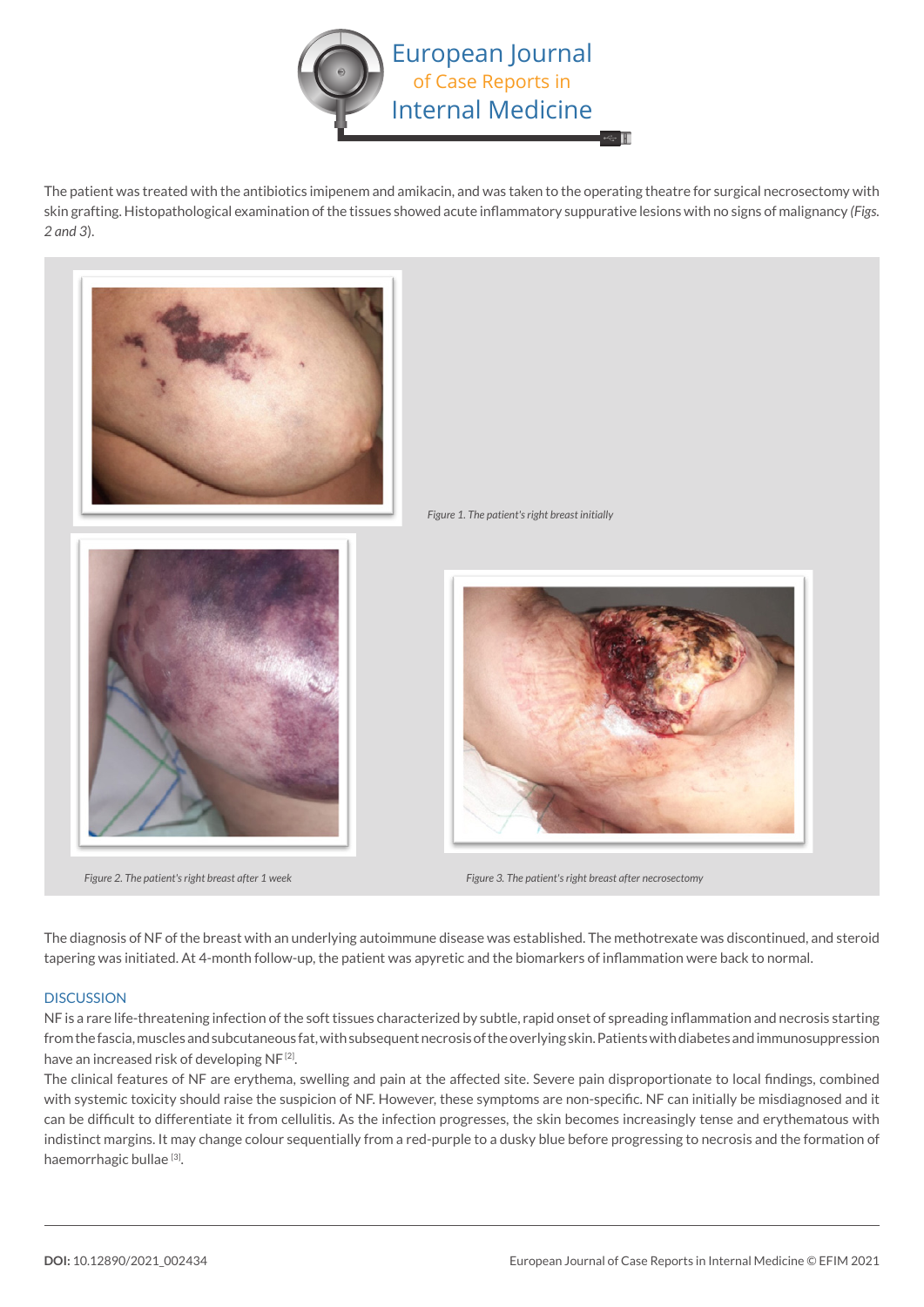The patient was treated with the antibiotics imipenem and amikacin, and was taken to the operating theatre for surgical necrosectomy with skin grafting. Histopathological examination of the tissues showed acute inflammatory suppurative lesions with no signs of malignancy *(Figs. 2 and 3)*.

*Figure 1. The patient's right breast initially*

*Figure 2. The patient's right breast after 1 week*

*Figure 3. The patient's right breast after necrosectomy*

The diagnosis of NF of the breast with an underlying autoimmune disease was established. The methotrexate was discontinued, and steroid tapering was initiated. At 4-month follow-up, the patient was apyretic and the biomarkers of inflammation were back to normal.

## DISCUSSION

NF is a rare life-threatening infection of the soft tissues characterized by subtle, rapid onset of spreading inflammation and necrosis starting from the fascia, muscles and subcutaneous fat, with subsequent necrosis of the overlying skin. Patients with diabetes and immunosuppression have an increased risk of developing NF [2].

The clinical features of NF are erythema, swelling and pain at the affected site. Severe pain disproportionate to local findings, combined with systemic toxicity should raise the suspicion of NF. However, these symptoms are non-specific. NF can initially be misdiagnosed and it can be difficult to differentiate it from cellulitis. As the infection progresses, the skin becomes increasingly tense and erythematous with indistinct margins. It may change colour sequentially from a red-purple to a dusky blue before progressing to necrosis and the formation of haemorrhagic bullae [3].

**DOI:** 10.12890/2021_002434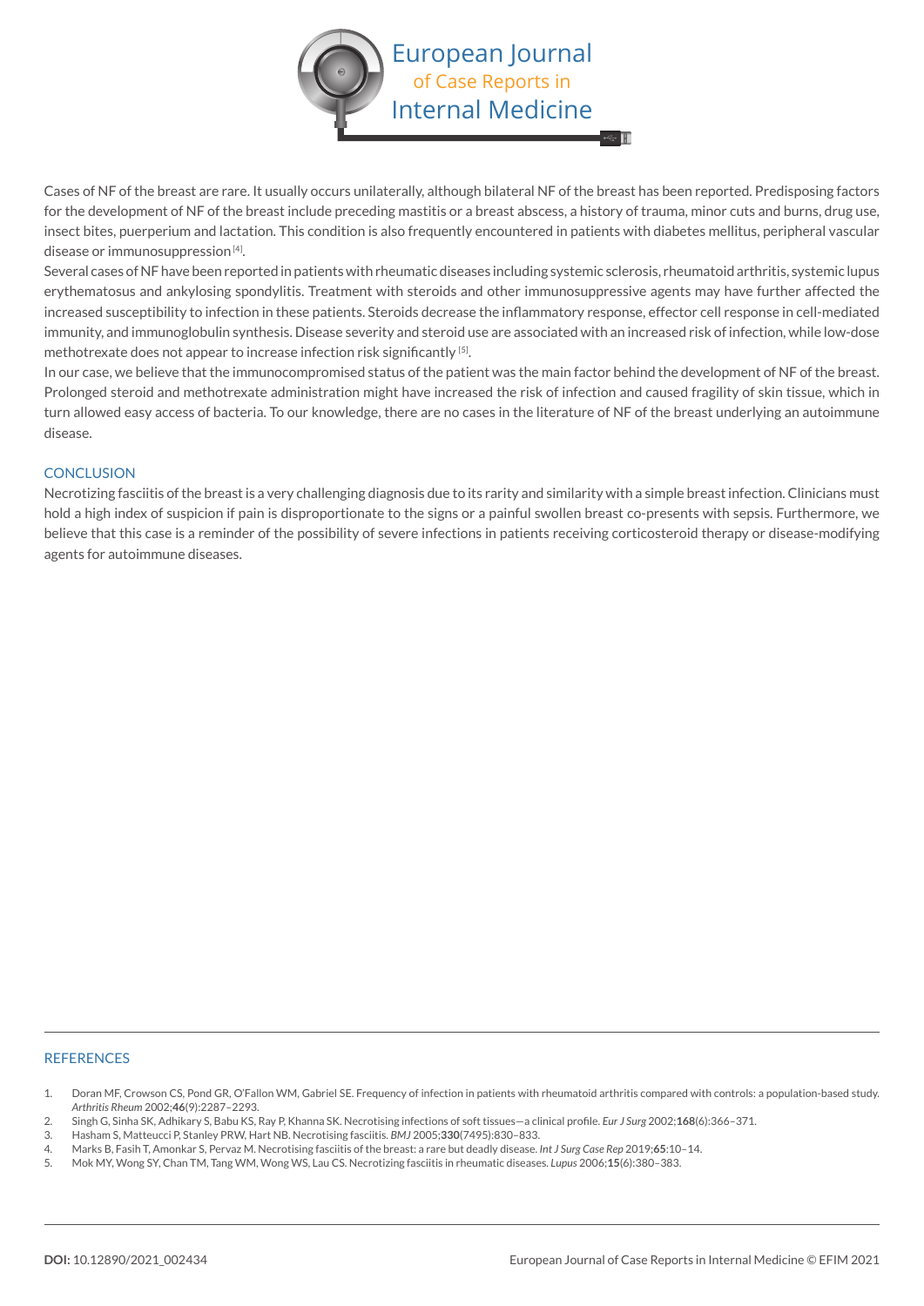Cases of NF of the breast are rare. It usually occurs unilaterally, although bilateral NF of the breast has been reported. Predisposing factors for the development of NF of the breast include preceding mastitis or a breast abscess, a history of trauma, minor cuts and burns, drug use, insect bites, puerperium and lactation. This condition is also frequently encountered in patients with diabetes mellitus, peripheral vascular disease or immunosuppression [4].

Several cases of NF have been reported in patients with rheumatic diseases including systemic sclerosis, rheumatoid arthritis, systemic lupus erythematosus and ankylosing spondylitis. Treatment with steroids and other immunosuppressive agents may have further affected the increased susceptibility to infection in these patients. Steroids decrease the inflammatory response, effector cell response in cell-mediated immunity, and immunoglobulin synthesis. Disease severity and steroid use are associated with an increased risk of infection, while low-dose methotrexate does not appear to increase infection risk significantly [5].

In our case, we believe that the immunocompromised status of the patient was the main factor behind the development of NF of the breast. Prolonged steroid and methotrexate administration might have increased the risk of infection and caused fragility of skin tissue, which in turn allowed easy access of bacteria. To our knowledge, there are no cases in the literature of NF of the breast underlying an autoimmune disease.

## CONCLUSION

Necrotizing fasciitis of the breast is a very challenging diagnosis due to its rarity and similarity with a simple breast infection. Clinicians must hold a high index of suspicion if pain is disproportionate to the signs or a painful swollen breast co-presents with sepsis. Furthermore, we believe that this case is a reminder of the possibility of severe infections in patients receiving corticosteroid therapy or disease-modifying agents for autoimmune diseases.

## REFERENCES

1. Doran MF, Crowson CS, Pond GR, O'Fallon WM, Gabriel SE. Frequency of infection in patients with rheumatoid arthritis compared with controls: a population-based study. *Arthritis Rheum* 2002;**46**(9):2287–2293.
2. Singh G, Sinha SK, Adhikary S, Babu KS, Ray P, Khanna SK. Necrotising infections of soft tissues—a clinical profile. *Eur J Surg* 2002;**168**(6):366–371.
3. Hasham S, Matteucci P, Stanley PRW, Hart NB. Necrotising fasciitis. *BMJ* 2005;**330**(7495):830–833.
4. Marks B, Fasih T, Amonkar S, Pervaz M. Necrotising fasciitis of the breast: a rare but deadly disease. *Int J Surg Case Rep* 2019;**65**:10–14.
5. Mok MY, Wong SY, Chan TM, Tang WM, Wong WS, Lau CS. Necrotizing fasciitis in rheumatic diseases. *Lupus* 2006;**15**(6):380–383.